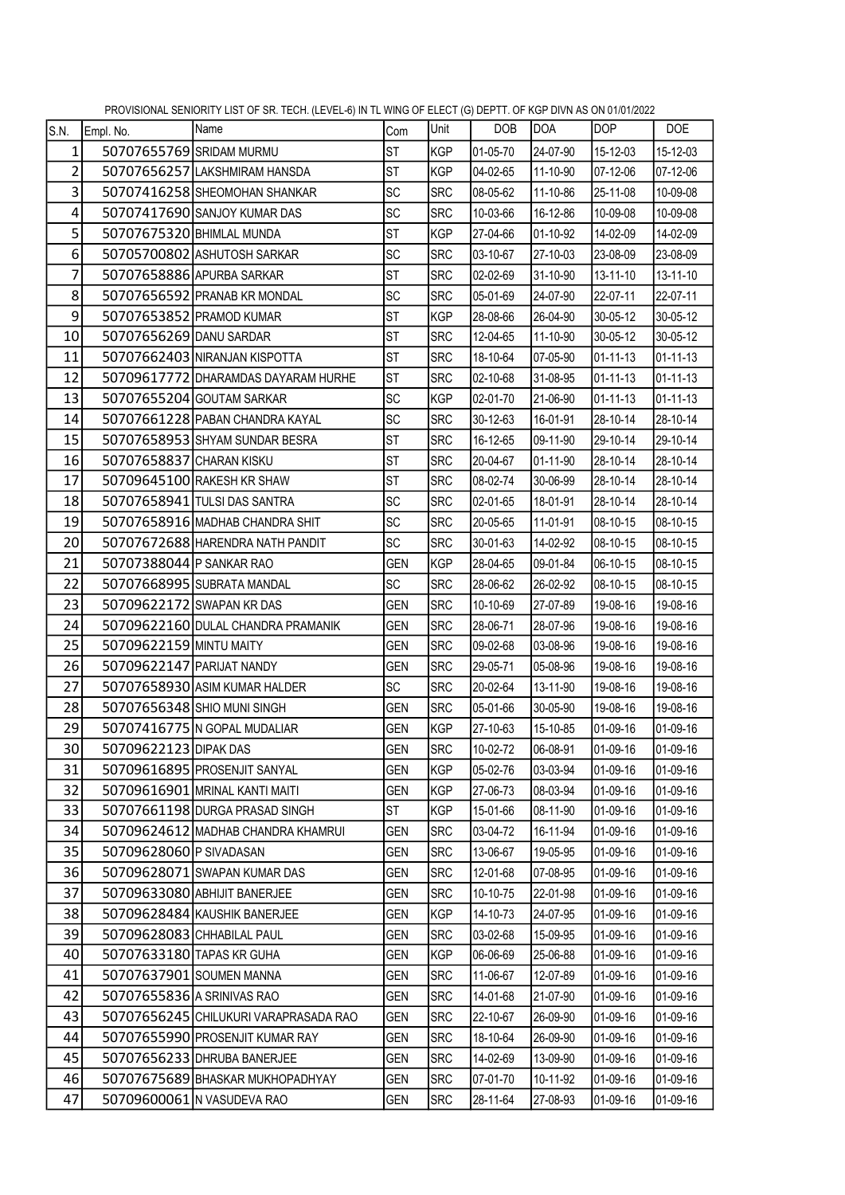PROVISIONAL SENIORITY LIST OF SR. TECH. (LEVEL-6) IN TL WING OF ELECT (G) DEPTT. OF KGP DIVN AS ON 01/01/2022

| S.N. | Empl. No. | Name | Com | Unit | DOB | DOA | DOP | DOE |
|---|---|---|---|---|---|---|---|---|
| 1 | 50707655769 | SRIDAM MURMU | ST | KGP | 01-05-70 | 24-07-90 | 15-12-03 | 15-12-03 |
| 2 | 50707656257 | LAKSHMIRAM HANSDA | ST | KGP | 04-02-65 | 11-10-90 | 07-12-06 | 07-12-06 |
| 3 | 50707416258 | SHEOMOHAN SHANKAR | SC | SRC | 08-05-62 | 11-10-86 | 25-11-08 | 10-09-08 |
| 4 | 50707417690 | SANJOY KUMAR DAS | SC | SRC | 10-03-66 | 16-12-86 | 10-09-08 | 10-09-08 |
| 5 | 50707675320 | BHIMLAL MUNDA | ST | KGP | 27-04-66 | 01-10-92 | 14-02-09 | 14-02-09 |
| 6 | 50705700802 | ASHUTOSH SARKAR | SC | SRC | 03-10-67 | 27-10-03 | 23-08-09 | 23-08-09 |
| 7 | 50707658886 | APURBA SARKAR | ST | SRC | 02-02-69 | 31-10-90 | 13-11-10 | 13-11-10 |
| 8 | 50707656592 | PRANAB KR MONDAL | SC | SRC | 05-01-69 | 24-07-90 | 22-07-11 | 22-07-11 |
| 9 | 50707653852 | PRAMOD KUMAR | ST | KGP | 28-08-66 | 26-04-90 | 30-05-12 | 30-05-12 |
| 10 | 50707656269 | DANU SARDAR | ST | SRC | 12-04-65 | 11-10-90 | 30-05-12 | 30-05-12 |
| 11 | 50707662403 | NIRANJAN KISPOTTA | ST | SRC | 18-10-64 | 07-05-90 | 01-11-13 | 01-11-13 |
| 12 | 50709617772 | DHARAMDAS DAYARAM HURHE | ST | SRC | 02-10-68 | 31-08-95 | 01-11-13 | 01-11-13 |
| 13 | 50707655204 | GOUTAM SARKAR | SC | KGP | 02-01-70 | 21-06-90 | 01-11-13 | 01-11-13 |
| 14 | 50707661228 | PABAN CHANDRA KAYAL | SC | SRC | 30-12-63 | 16-01-91 | 28-10-14 | 28-10-14 |
| 15 | 50707658953 | SHYAM SUNDAR BESRA | ST | SRC | 16-12-65 | 09-11-90 | 29-10-14 | 29-10-14 |
| 16 | 50707658837 | CHARAN KISKU | ST | SRC | 20-04-67 | 01-11-90 | 28-10-14 | 28-10-14 |
| 17 | 50709645100 | RAKESH KR SHAW | ST | SRC | 08-02-74 | 30-06-99 | 28-10-14 | 28-10-14 |
| 18 | 50707658941 | TULSI DAS SANTRA | SC | SRC | 02-01-65 | 18-01-91 | 28-10-14 | 28-10-14 |
| 19 | 50707658916 | MADHAB CHANDRA SHIT | SC | SRC | 20-05-65 | 11-01-91 | 08-10-15 | 08-10-15 |
| 20 | 50707672688 | HARENDRA NATH PANDIT | SC | SRC | 30-01-63 | 14-02-92 | 08-10-15 | 08-10-15 |
| 21 | 50707388044 | P SANKAR RAO | GEN | KGP | 28-04-65 | 09-01-84 | 06-10-15 | 08-10-15 |
| 22 | 50707668995 | SUBRATA MANDAL | SC | SRC | 28-06-62 | 26-02-92 | 08-10-15 | 08-10-15 |
| 23 | 50709622172 | SWAPAN KR DAS | GEN | SRC | 10-10-69 | 27-07-89 | 19-08-16 | 19-08-16 |
| 24 | 50709622160 | DULAL CHANDRA PRAMANIK | GEN | SRC | 28-06-71 | 28-07-96 | 19-08-16 | 19-08-16 |
| 25 | 50709622159 | MINTU MAITY | GEN | SRC | 09-02-68 | 03-08-96 | 19-08-16 | 19-08-16 |
| 26 | 50709622147 | PARIJAT NANDY | GEN | SRC | 29-05-71 | 05-08-96 | 19-08-16 | 19-08-16 |
| 27 | 50707658930 | ASIM KUMAR HALDER | SC | SRC | 20-02-64 | 13-11-90 | 19-08-16 | 19-08-16 |
| 28 | 50707656348 | SHIO MUNI SINGH | GEN | SRC | 05-01-66 | 30-05-90 | 19-08-16 | 19-08-16 |
| 29 | 50707416775 | N GOPAL MUDALIAR | GEN | KGP | 27-10-63 | 15-10-85 | 01-09-16 | 01-09-16 |
| 30 | 50709622123 | DIPAK DAS | GEN | SRC | 10-02-72 | 06-08-91 | 01-09-16 | 01-09-16 |
| 31 | 50709616895 | PROSENJIT SANYAL | GEN | KGP | 05-02-76 | 03-03-94 | 01-09-16 | 01-09-16 |
| 32 | 50709616901 | MRINAL KANTI MAITI | GEN | KGP | 27-06-73 | 08-03-94 | 01-09-16 | 01-09-16 |
| 33 | 50707661198 | DURGA PRASAD SINGH | ST | KGP | 15-01-66 | 08-11-90 | 01-09-16 | 01-09-16 |
| 34 | 50709624612 | MADHAB CHANDRA KHAMRUI | GEN | SRC | 03-04-72 | 16-11-94 | 01-09-16 | 01-09-16 |
| 35 | 50709628060 | P SIVADASAN | GEN | SRC | 13-06-67 | 19-05-95 | 01-09-16 | 01-09-16 |
| 36 | 50709628071 | SWAPAN KUMAR DAS | GEN | SRC | 12-01-68 | 07-08-95 | 01-09-16 | 01-09-16 |
| 37 | 50709633080 | ABHIJIT BANERJEE | GEN | SRC | 10-10-75 | 22-01-98 | 01-09-16 | 01-09-16 |
| 38 | 50709628484 | KAUSHIK BANERJEE | GEN | KGP | 14-10-73 | 24-07-95 | 01-09-16 | 01-09-16 |
| 39 | 50709628083 | CHHABILAL PAUL | GEN | SRC | 03-02-68 | 15-09-95 | 01-09-16 | 01-09-16 |
| 40 | 50707633180 | TAPAS KR GUHA | GEN | KGP | 06-06-69 | 25-06-88 | 01-09-16 | 01-09-16 |
| 41 | 50707637901 | SOUMEN MANNA | GEN | SRC | 11-06-67 | 12-07-89 | 01-09-16 | 01-09-16 |
| 42 | 50707655836 | A SRINIVAS RAO | GEN | SRC | 14-01-68 | 21-07-90 | 01-09-16 | 01-09-16 |
| 43 | 50707656245 | CHILUKURI VARAPRASADA RAO | GEN | SRC | 22-10-67 | 26-09-90 | 01-09-16 | 01-09-16 |
| 44 | 50707655990 | PROSENJIT KUMAR RAY | GEN | SRC | 18-10-64 | 26-09-90 | 01-09-16 | 01-09-16 |
| 45 | 50707656233 | DHRUBA BANERJEE | GEN | SRC | 14-02-69 | 13-09-90 | 01-09-16 | 01-09-16 |
| 46 | 50707675689 | BHASKAR MUKHOPADHYAY | GEN | SRC | 07-01-70 | 10-11-92 | 01-09-16 | 01-09-16 |
| 47 | 50709600061 | N VASUDEVA RAO | GEN | SRC | 28-11-64 | 27-08-93 | 01-09-16 | 01-09-16 |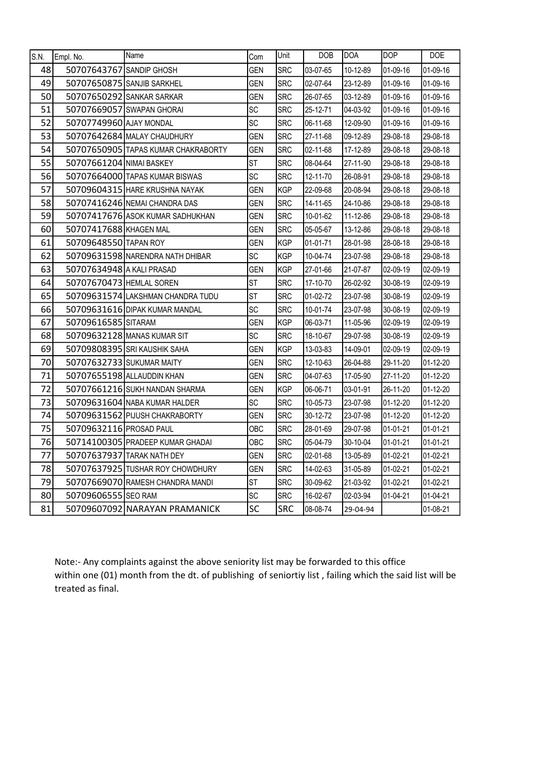| S.N. | Empl. No. | Name | Com | Unit | DOB | DOA | DOP | DOE |
|---|---|---|---|---|---|---|---|---|
| 48 | 50707643767 | SANDIP GHOSH | GEN | SRC | 03-07-65 | 10-12-89 | 01-09-16 | 01-09-16 |
| 49 | 50707650875 | SANJIB SARKHEL | GEN | SRC | 02-07-64 | 23-12-89 | 01-09-16 | 01-09-16 |
| 50 | 50707650292 | SANKAR SARKAR | GEN | SRC | 26-07-65 | 03-12-89 | 01-09-16 | 01-09-16 |
| 51 | 50707669057 | SWAPAN GHORAI | SC | SRC | 25-12-71 | 04-03-92 | 01-09-16 | 01-09-16 |
| 52 | 50707749960 | AJAY MONDAL | SC | SRC | 06-11-68 | 12-09-90 | 01-09-16 | 01-09-16 |
| 53 | 50707642684 | MALAY CHAUDHURY | GEN | SRC | 27-11-68 | 09-12-89 | 29-08-18 | 29-08-18 |
| 54 | 50707650905 | TAPAS KUMAR CHAKRABORTY | GEN | SRC | 02-11-68 | 17-12-89 | 29-08-18 | 29-08-18 |
| 55 | 50707661204 | NIMAI BASKEY | ST | SRC | 08-04-64 | 27-11-90 | 29-08-18 | 29-08-18 |
| 56 | 50707664000 | TAPAS KUMAR BISWAS | SC | SRC | 12-11-70 | 26-08-91 | 29-08-18 | 29-08-18 |
| 57 | 50709604315 | HARE KRUSHNA NAYAK | GEN | KGP | 22-09-68 | 20-08-94 | 29-08-18 | 29-08-18 |
| 58 | 50707416246 | NEMAI CHANDRA DAS | GEN | SRC | 14-11-65 | 24-10-86 | 29-08-18 | 29-08-18 |
| 59 | 50707417676 | ASOK KUMAR SADHUKHAN | GEN | SRC | 10-01-62 | 11-12-86 | 29-08-18 | 29-08-18 |
| 60 | 50707417688 | KHAGEN MAL | GEN | SRC | 05-05-67 | 13-12-86 | 29-08-18 | 29-08-18 |
| 61 | 50709648550 | TAPAN ROY | GEN | KGP | 01-01-71 | 28-01-98 | 28-08-18 | 29-08-18 |
| 62 | 50709631598 | NARENDRA NATH DHIBAR | SC | KGP | 10-04-74 | 23-07-98 | 29-08-18 | 29-08-18 |
| 63 | 50707634948 | A KALI PRASAD | GEN | KGP | 27-01-66 | 21-07-87 | 02-09-19 | 02-09-19 |
| 64 | 50707670473 | HEMLAL SOREN | ST | SRC | 17-10-70 | 26-02-92 | 30-08-19 | 02-09-19 |
| 65 | 50709631574 | LAKSHMAN CHANDRA TUDU | ST | SRC | 01-02-72 | 23-07-98 | 30-08-19 | 02-09-19 |
| 66 | 50709631616 | DIPAK KUMAR MANDAL | SC | SRC | 10-01-74 | 23-07-98 | 30-08-19 | 02-09-19 |
| 67 | 50709616585 | SITARAM | GEN | KGP | 06-03-71 | 11-05-96 | 02-09-19 | 02-09-19 |
| 68 | 50709632128 | MANAS KUMAR SIT | SC | SRC | 18-10-67 | 29-07-98 | 30-08-19 | 02-09-19 |
| 69 | 50709808395 | SRI KAUSHIK SAHA | GEN | KGP | 13-03-83 | 14-09-01 | 02-09-19 | 02-09-19 |
| 70 | 50707632733 | SUKUMAR MAITY | GEN | SRC | 12-10-63 | 26-04-88 | 29-11-20 | 01-12-20 |
| 71 | 50707655198 | ALLAUDDIN KHAN | GEN | SRC | 04-07-63 | 17-05-90 | 27-11-20 | 01-12-20 |
| 72 | 50707661216 | SUKH NANDAN SHARMA | GEN | KGP | 06-06-71 | 03-01-91 | 26-11-20 | 01-12-20 |
| 73 | 50709631604 | NABA KUMAR HALDER | SC | SRC | 10-05-73 | 23-07-98 | 01-12-20 | 01-12-20 |
| 74 | 50709631562 | PIJUSH CHAKRABORTY | GEN | SRC | 30-12-72 | 23-07-98 | 01-12-20 | 01-12-20 |
| 75 | 50709632116 | PROSAD PAUL | OBC | SRC | 28-01-69 | 29-07-98 | 01-01-21 | 01-01-21 |
| 76 | 50714100305 | PRADEEP KUMAR GHADAI | OBC | SRC | 05-04-79 | 30-10-04 | 01-01-21 | 01-01-21 |
| 77 | 50707637937 | TARAK NATH DEY | GEN | SRC | 02-01-68 | 13-05-89 | 01-02-21 | 01-02-21 |
| 78 | 50707637925 | TUSHAR ROY CHOWDHURY | GEN | SRC | 14-02-63 | 31-05-89 | 01-02-21 | 01-02-21 |
| 79 | 50707669070 | RAMESH CHANDRA MANDI | ST | SRC | 30-09-62 | 21-03-92 | 01-02-21 | 01-02-21 |
| 80 | 50709606555 | SEO RAM | SC | SRC | 16-02-67 | 02-03-94 | 01-04-21 | 01-04-21 |
| 81 | 50709607092 | NARAYAN PRAMANICK | SC | SRC | 08-08-74 | 29-04-94 | | 01-08-21 |

Note:- Any complaints against the above seniority list may be forwarded to this office within one (01) month from the dt. of publishing of seniortiy list , failing which the said list will be treated as final.